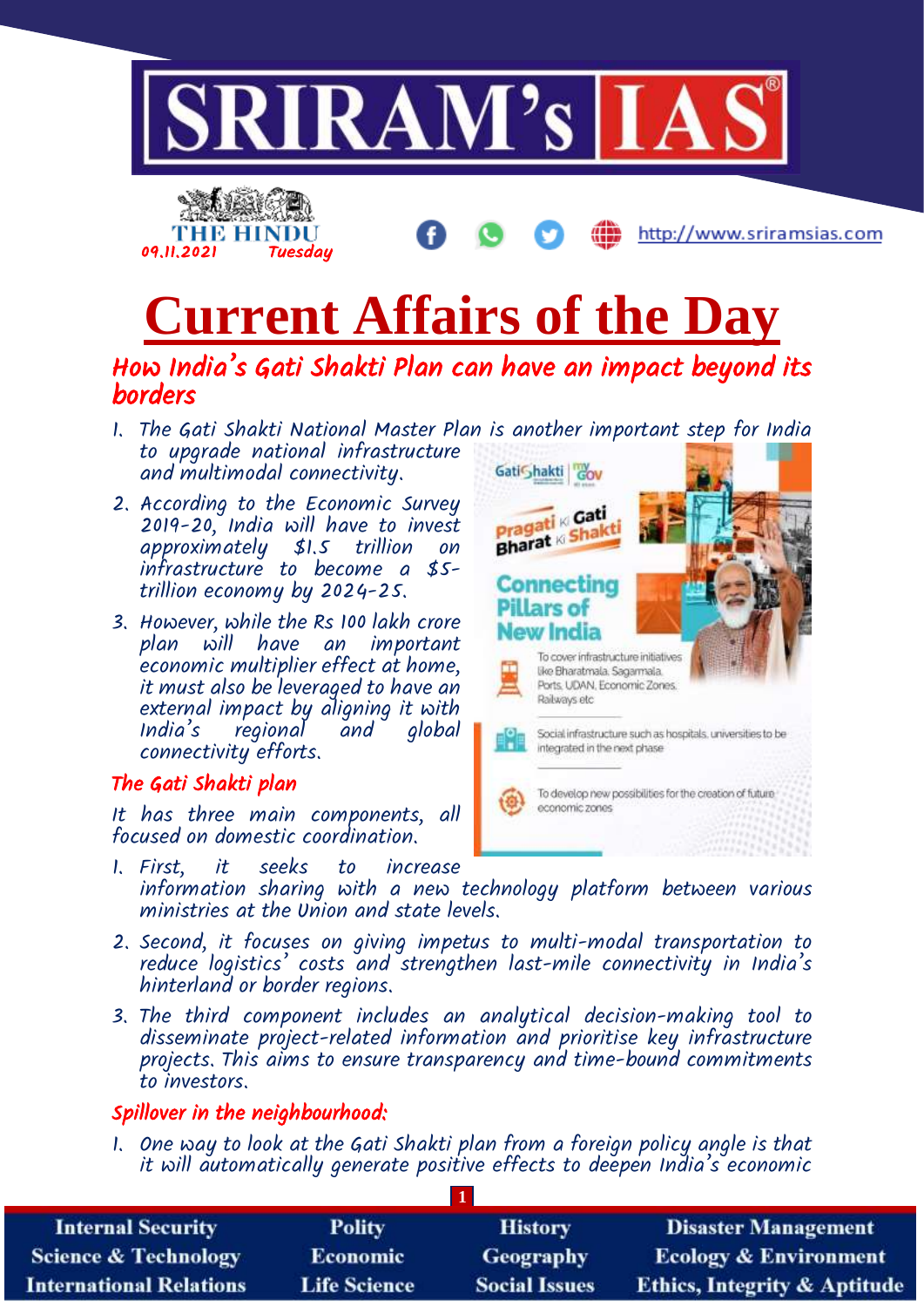# Current Affairs of the Day

## How India's Gati Shakti Plan can have an impact beyond its borders

1. The Gati Shakti National Master Plan is another important step for India to upgrade national infrastructure and multimodal connectivity.
2. According to the Economic Survey 2019-20, India will have to invest approximately \$1.5 trillion on infrastructure to become a \$5-trillion economy by 2024-25.
3. However, while the Rs 100 lakh crore plan will have an important economic multiplier effect at home, it must also be leveraged to have an external impact by aligning it with India's regional and global connectivity efforts.

### The Gati Shakti plan

It has three main components, all focused on domestic coordination.

1. First, it seeks to increase information sharing with a new technology platform between various ministries at the Union and state levels.
2. Second, it focuses on giving impetus to multi-modal transportation to reduce logistics' costs and strengthen last-mile connectivity in India's hinterland or border regions.
3. The third component includes an analytical decision-making tool to disseminate project-related information and prioritise key infrastructure projects. This aims to ensure transparency and time-bound commitments to investors.

### Spillover in the neighbourhood:

1. One way to look at the Gati Shakti plan from a foreign policy angle is that it will automatically generate positive effects to deepen India's economic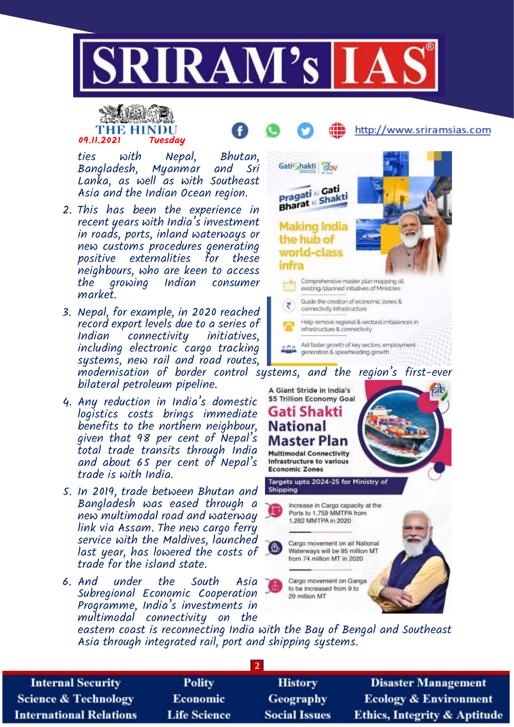ties with Nepal, Bhutan, Bangladesh, Myanmar and Sri Lanka, as well as with Southeast Asia and the Indian Ocean region.

2. This has been the experience in recent years with India's investment in roads, ports, inland waterways or new customs procedures generating positive externalities for these neighbours, who are keen to access the growing Indian consumer market.
3. Nepal, for example, in 2020 reached record export levels due to a series of Indian connectivity initiatives, including electronic cargo tracking systems, new rail and road routes, modernisation of border control systems, and the region's first-ever bilateral petroleum pipeline.
4. Any reduction in India's domestic logistics costs brings immediate benefits to the northern neighbour, given that 98 per cent of Nepal's total trade transits through India and about 65 per cent of Nepal's trade is with India.
5. In 2019, trade between Bhutan and Bangladesh was eased through a new multimodal road and waterway link via Assam. The new cargo ferry service with the Maldives, launched last year, has lowered the costs of trade for the island state.
6. And under the South Asia Subregional Economic Cooperation Programme, India's investments in multimodal connectivity on the eastern coast is reconnecting India with the Bay of Bengal and Southeast Asia through integrated rail, port and shipping systems.

GatiShakti | myGov

Pragati ki Gati Bharat ki Shakti

**Making India the hub of world-class infra**

- Comprehensive master plan mapping all existing/planned initiatives of Ministries
- Guide the creation of economic zones & connectivity infrastructure
- Help remove regional & sectoral imbalances in infrastructure & connectivity
- Aid faster growth of key sectors, employment generation & spearheading growth

A Giant Stride in India's $5 Trillion Economy Goal

**Gati Shakti National Master Plan**

Multimodal Connectivity Infrastructure to various Economic Zones

Targets upto 2024-25 for Ministry of Shipping

- Increase in Cargo capacity at the Ports to 1,759 MMTPA from 1,282 MMTPA in 2020
- Cargo movement on all National Waterways will be 95 million MT from 74 million MT in 2020
- Cargo movement on Ganga to be increased from 9 to 29 million MT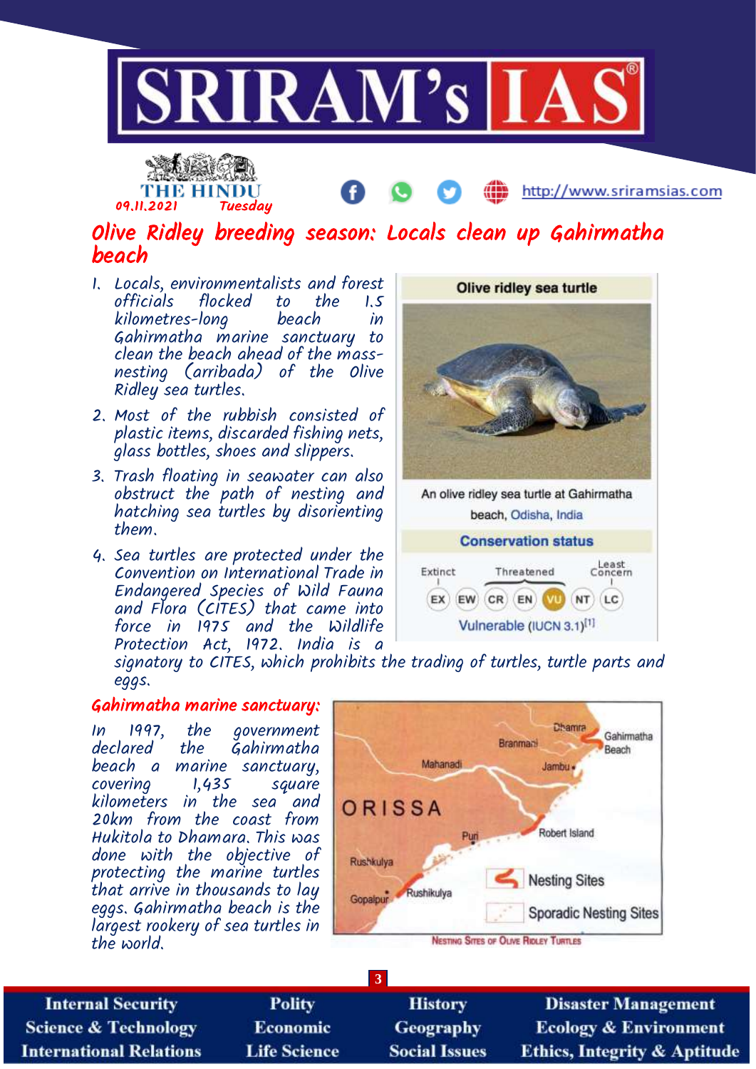THE HINDU
09.11.2021 Tuesday

# Olive Ridley breeding season: Locals clean up Gahirmatha beach

1. Locals, environmentalists and forest officials flocked to the 1.5 kilometres-long beach in Gahirmatha marine sanctuary to clean the beach ahead of the mass-nesting (arribada) of the Olive Ridley sea turtles.
2. Most of the rubbish consisted of plastic items, discarded fishing nets, glass bottles, shoes and slippers.
3. Trash floating in seawater can also obstruct the path of nesting and hatching sea turtles by disorienting them.
4. Sea turtles are protected under the Convention on International Trade in Endangered Species of Wild Fauna and Flora (CITES) that came into force in 1975 and the Wildlife Protection Act, 1972. India is a signatory to CITES, which prohibits the trading of turtles, turtle parts and eggs.

**Olive ridley sea turtle**

An olive ridley sea turtle at Gahirmatha beach, Odisha, India

**Conservation status**

Extinct — Threatened — Least Concern

EX EW CR EN VU NT LC

Vulnerable (IUCN 3.1)[1]

## Gahirmatha marine sanctuary:

In 1997, the government declared the Gahirmatha beach a marine sanctuary, covering 1,435 square kilometers in the sea and 20km from the coast from Hukitola to Dhamara. This was done with the objective of protecting the marine turtles that arrive in thousands to lay eggs. Gahirmatha beach is the largest rookery of sea turtles in the world.

NESTING SITES OF OLIVE RIDLEY TURTLES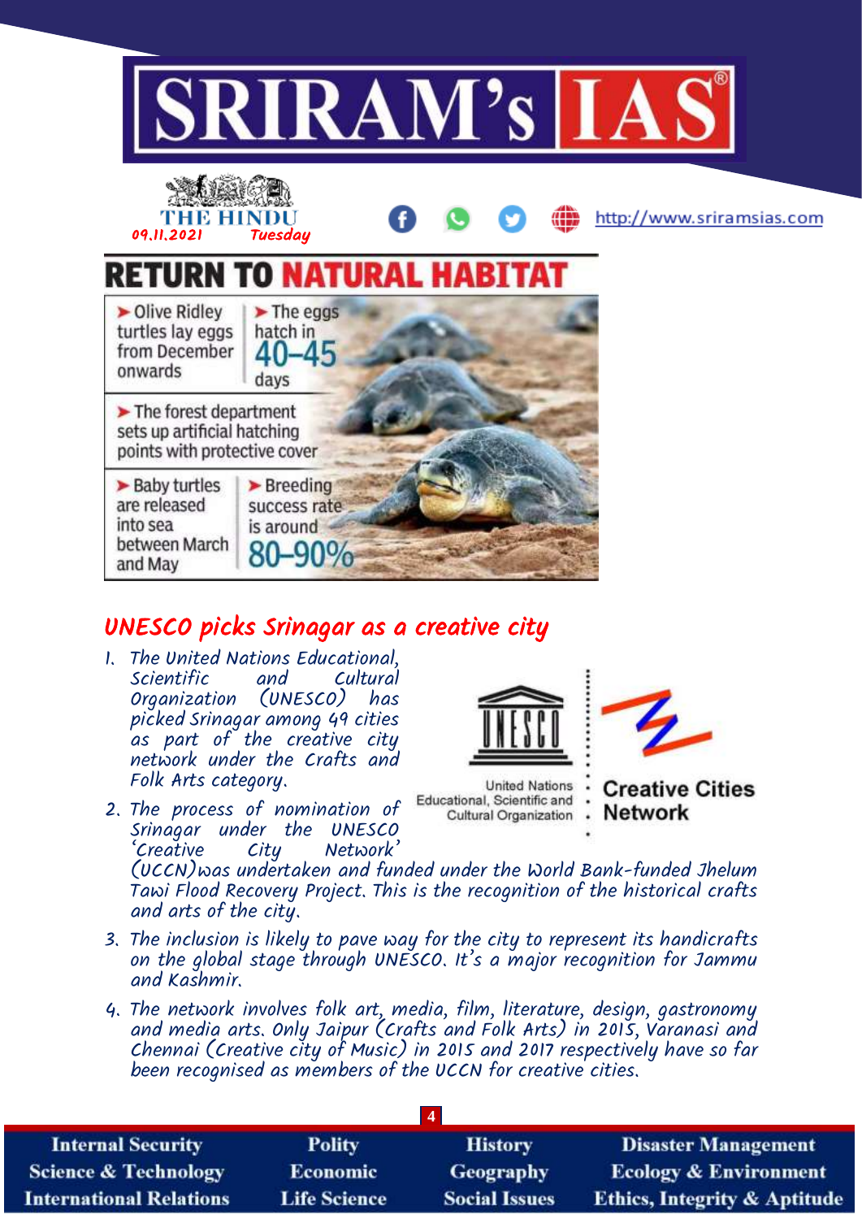## RETURN TO NATURAL HABITAT

- Olive Ridley turtles lay eggs from December onwards
- The eggs hatch in **40–45** days
- The forest department sets up artificial hatching points with protective cover
- Baby turtles are released into sea between March and May
- Breeding success rate is around **80–90%**

## UNESCO picks Srinagar as a creative city

1. The United Nations Educational, Scientific and Cultural Organization (UNESCO) has picked Srinagar among 49 cities as part of the creative city network under the Crafts and Folk Arts category.
2. The process of nomination of Srinagar under the UNESCO 'Creative City Network' (UCCN)was undertaken and funded under the World Bank-funded Jhelum Tawi Flood Recovery Project. This is the recognition of the historical crafts and arts of the city.
3. The inclusion is likely to pave way for the city to represent its handicrafts on the global stage through UNESCO. It's a major recognition for Jammu and Kashmir.
4. The network involves folk art, media, film, literature, design, gastronomy and media arts. Only Jaipur (Crafts and Folk Arts) in 2015, Varanasi and Chennai (Creative city of Music) in 2015 and 2017 respectively have so far been recognised as members of the UCCN for creative cities.

United Nations Educational, Scientific and Cultural Organization · Creative Cities Network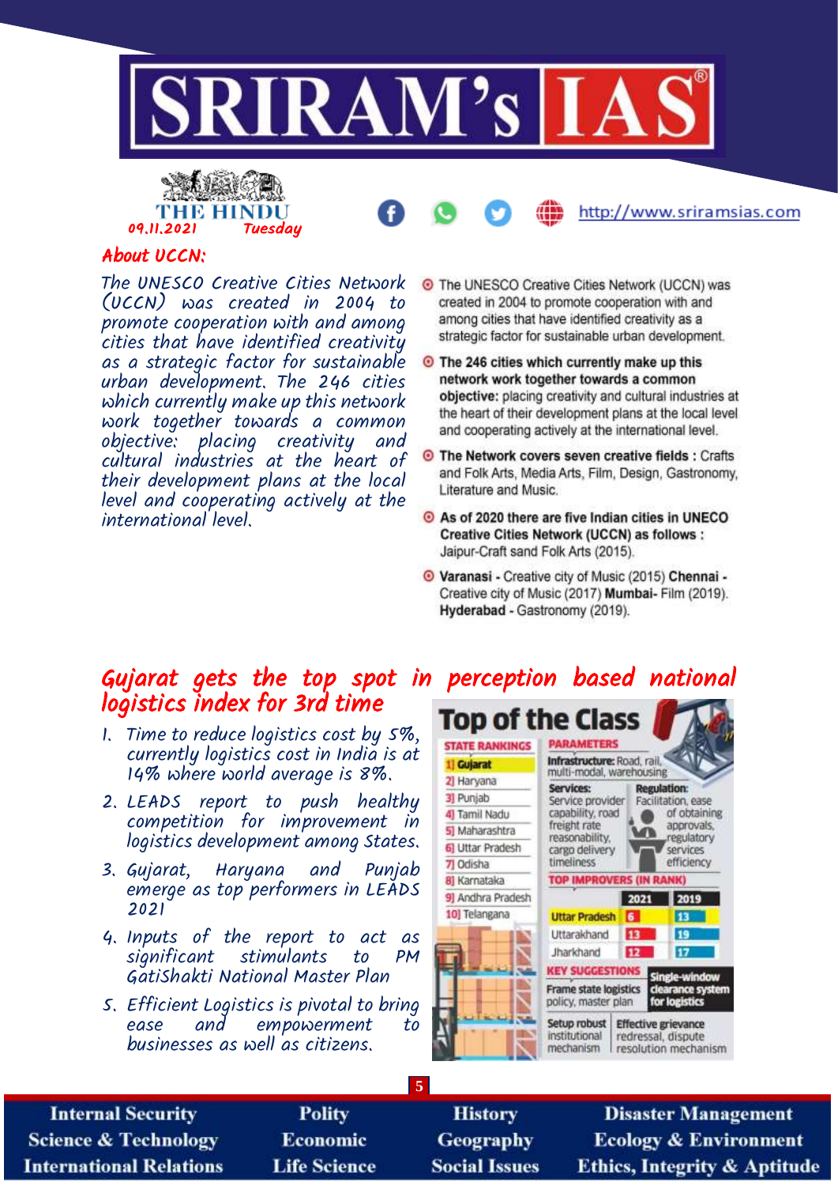THE HINDU
09.11.2021 Tuesday

## About UCCN:

The UNESCO Creative Cities Network (UCCN) was created in 2004 to promote cooperation with and among cities that have identified creativity as a strategic factor for sustainable urban development. The 246 cities which currently make up this network work together towards a common objective: placing creativity and cultural industries at the heart of their development plans at the local level and cooperating actively at the international level.

- The UNESCO Creative Cities Network (UCCN) was created in 2004 to promote cooperation with and among cities that have identified creativity as a strategic factor for sustainable urban development.
- **The 246 cities which currently make up this network work together towards a common objective:** placing creativity and cultural industries at the heart of their development plans at the local level and cooperating actively at the international level.
- **The Network covers seven creative fields :** Crafts and Folk Arts, Media Arts, Film, Design, Gastronomy, Literature and Music.
- **As of 2020 there are five Indian cities in UNECO Creative Cities Network (UCCN) as follows :** Jaipur-Craft sand Folk Arts (2015).
- **Varanasi** - Creative city of Music (2015) **Chennai** - Creative city of Music (2017) **Mumbai**- Film (2019). **Hyderabad** - Gastronomy (2019).

## Gujarat gets the top spot in perception based national logistics index for 3rd time

1. Time to reduce logistics cost by 5%, currently logistics cost in India is at 14% where world average is 8%.
2. LEADS report to push healthy competition for improvement in logistics development among States.
3. Gujarat, Haryana and Punjab emerge as top performers in LEADS 2021
4. Inputs of the report to act as significant stimulants to PM GatiShakti National Master Plan
5. Efficient Logistics is pivotal to bring ease and empowerment to businesses as well as citizens.

### Top of the Class

**STATE RANKINGS**

1. Gujarat
2. Haryana
3. Punjab
4. Tamil Nadu
5. Maharashtra
6. Uttar Pradesh
7. Odisha
8. Karnataka
9. Andhra Pradesh
10. Telangana

**PARAMETERS**

**Infrastructure:** Road, rail, multi-modal, warehousing

**Services:** Service provider capability, road freight rate reasonability, cargo delivery timeliness

**Regulation:** Facilitation, ease of obtaining approvals, regulatory services efficiency

**TOP IMPROVERS (IN RANK)**

| | 2021 | 2019 |
|---|---|---|
| Uttar Pradesh | 6 | 13 |
| Uttarakhand | 13 | 19 |
| Jharkhand | 12 | 17 |

**KEY SUGGESTIONS**

- Frame state logistics policy, master plan
- Single-window clearance system for logistics
- Setup robust institutional mechanism
- Effective grievance redressal, dispute resolution mechanism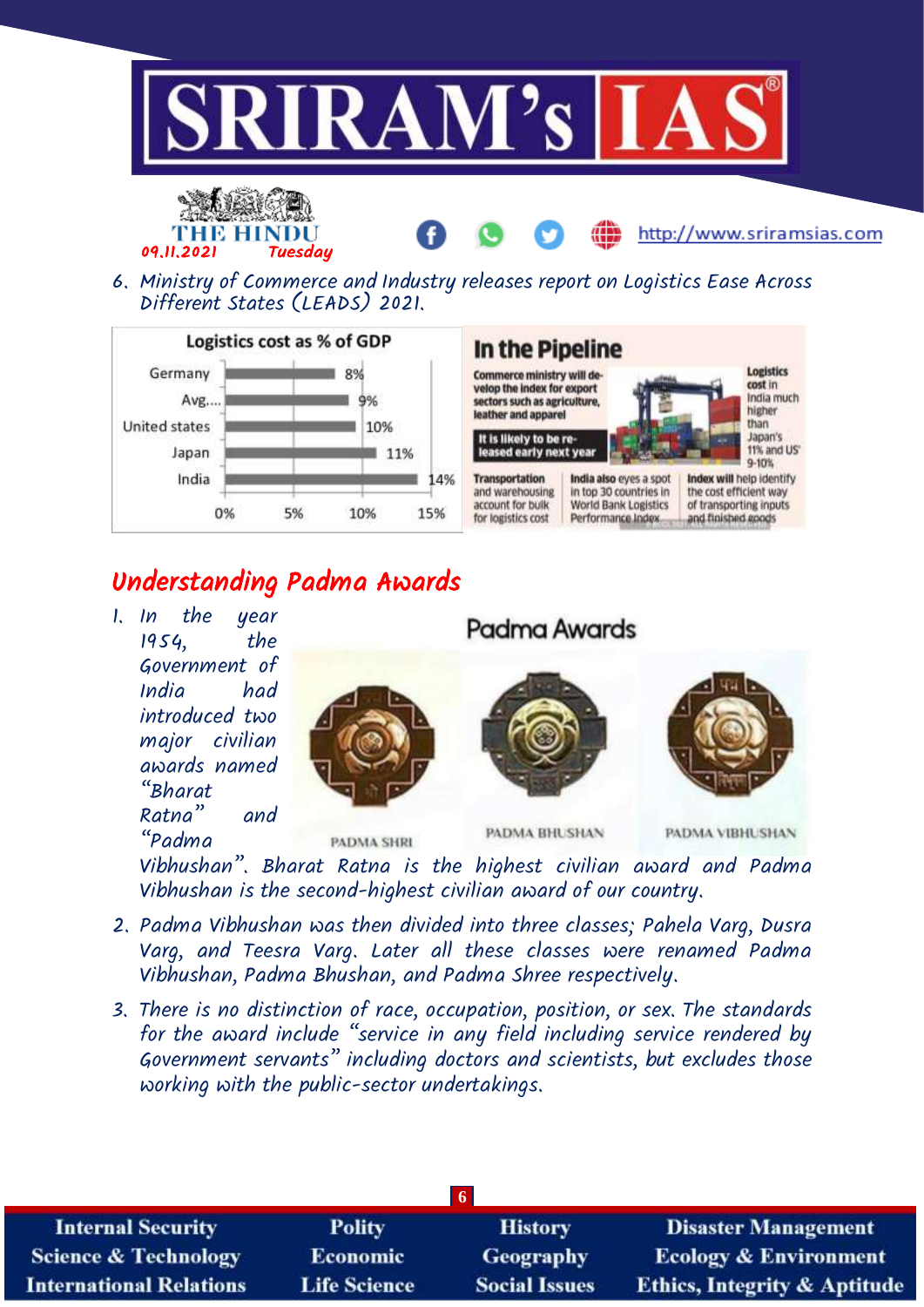6. Ministry of Commerce and Industry releases report on Logistics Ease Across Different States (LEADS) 2021.

**Logistics cost as % of GDP**

| Country | % |
|---|---|
| Germany | 8% |
| Avg.... | 9% |
| United states | 10% |
| Japan | 11% |
| India | 14% |

**In the Pipeline**

Commerce ministry will develop the index for export sectors such as agriculture, leather and apparel

It is likely to be released early next year

Logistics cost in India much higher than Japan's 11% and US' 9-10%

Transportation and warehousing account for bulk for logistics cost

India also eyes a spot in top 30 countries in World Bank Logistics Performance Index

Index will help identify the cost efficient way of transporting inputs and finished goods

## Understanding Padma Awards

1. In the year 1954, the Government of India had introduced two major civilian awards named "Bharat Ratna" and "Padma Vibhushan". Bharat Ratna is the highest civilian award and Padma Vibhushan is the second-highest civilian award of our country.

**Padma Awards**

PADMA SHRI — PADMA BHUSHAN — PADMA VIBHUSHAN

2. Padma Vibhushan was then divided into three classes; Pahela Varg, Dusra Varg, and Teesra Varg. Later all these classes were renamed Padma Vibhushan, Padma Bhushan, and Padma Shree respectively.
3. There is no distinction of race, occupation, position, or sex. The standards for the award include "service in any field including service rendered by Government servants" including doctors and scientists, but excludes those working with the public-sector undertakings.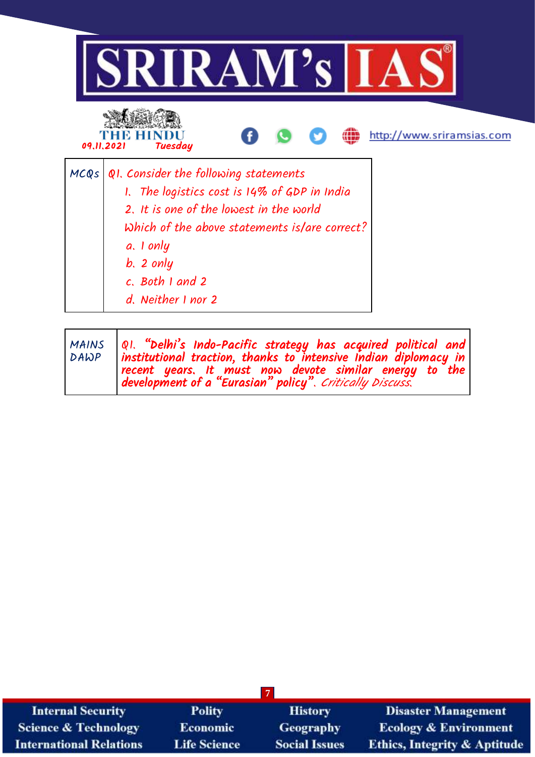| MCQs | Q1. Consider the following statements<br>1. The logistics cost is 14% of GDP in India<br>2. It is one of the lowest in the world<br>Which of the above statements is/are correct?<br>a. 1 only<br>b. 2 only<br>c. Both 1 and 2<br>d. Neither 1 nor 2 |
|---|---|

| MAINS DAWP | Q1. **"Delhi's Indo-Pacific strategy has acquired political and institutional traction, thanks to intensive Indian diplomacy in recent years. It must now devote similar energy to the development of a "Eurasian" policy".** *Critically Discuss.* |
|---|---|